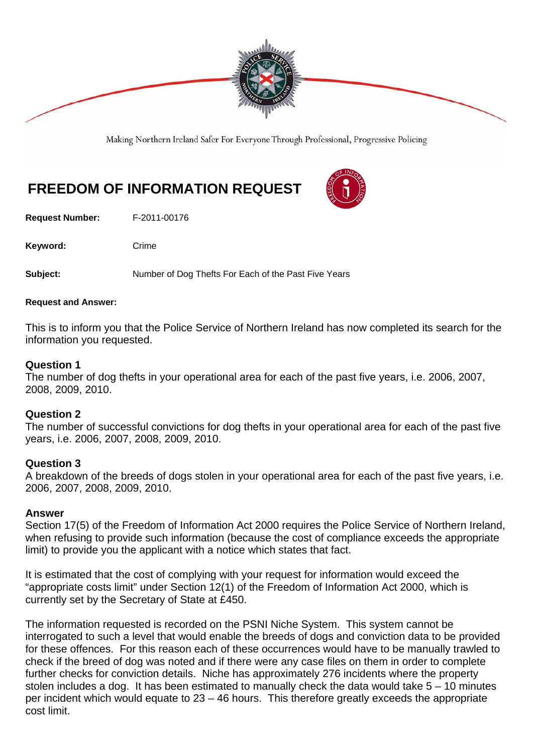Making Northern Ireland Safer For Everyone Through Professional, Progressive Policing

# FREEDOM OF INFORMATION REQUEST

**Request Number:** F-2011-00176

**Keyword:** Crime

**Subject:** Number of Dog Thefts For Each of the Past Five Years

**Request and Answer:**

This is to inform you that the Police Service of Northern Ireland has now completed its search for the information you requested.

### Question 1
The number of dog thefts in your operational area for each of the past five years, i.e. 2006, 2007, 2008, 2009, 2010.

### Question 2
The number of successful convictions for dog thefts in your operational area for each of the past five years, i.e. 2006, 2007, 2008, 2009, 2010.

### Question 3
A breakdown of the breeds of dogs stolen in your operational area for each of the past five years, i.e. 2006, 2007, 2008, 2009, 2010.

### Answer
Section 17(5) of the Freedom of Information Act 2000 requires the Police Service of Northern Ireland, when refusing to provide such information (because the cost of compliance exceeds the appropriate limit) to provide you the applicant with a notice which states that fact.

It is estimated that the cost of complying with your request for information would exceed the "appropriate costs limit" under Section 12(1) of the Freedom of Information Act 2000, which is currently set by the Secretary of State at £450.

The information requested is recorded on the PSNI Niche System. This system cannot be interrogated to such a level that would enable the breeds of dogs and conviction data to be provided for these offences. For this reason each of these occurrences would have to be manually trawled to check if the breed of dog was noted and if there were any case files on them in order to complete further checks for conviction details. Niche has approximately 276 incidents where the property stolen includes a dog. It has been estimated to manually check the data would take 5 – 10 minutes per incident which would equate to 23 – 46 hours. This therefore greatly exceeds the appropriate cost limit.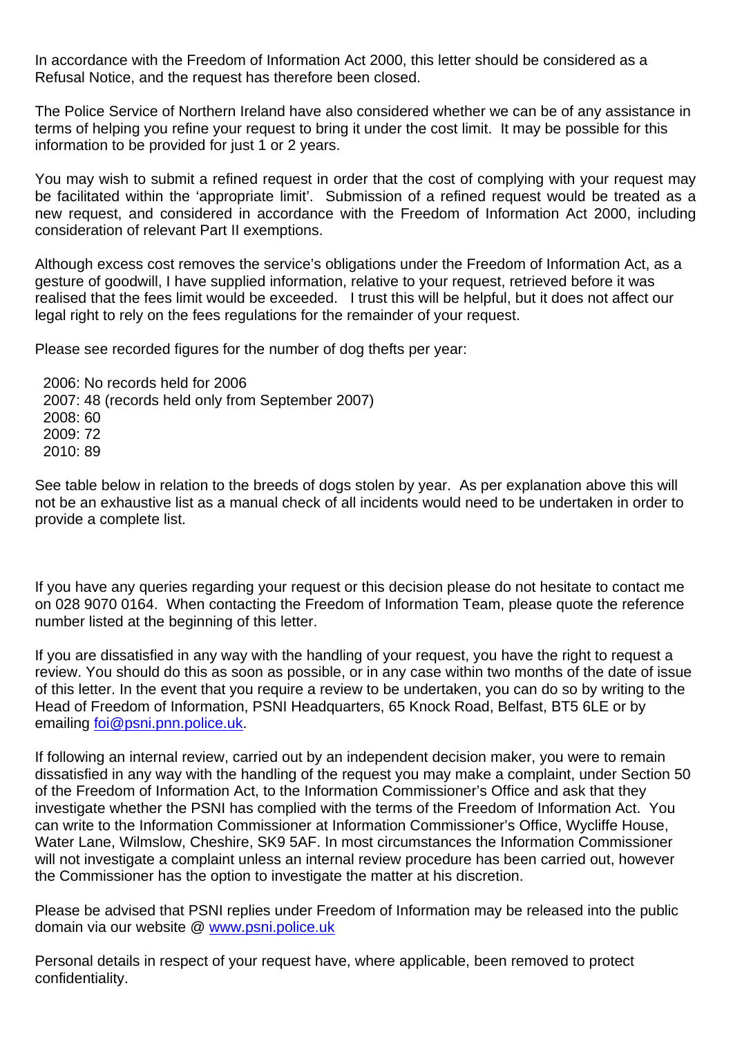In accordance with the Freedom of Information Act 2000, this letter should be considered as a Refusal Notice, and the request has therefore been closed.

The Police Service of Northern Ireland have also considered whether we can be of any assistance in terms of helping you refine your request to bring it under the cost limit. It may be possible for this information to be provided for just 1 or 2 years.

You may wish to submit a refined request in order that the cost of complying with your request may be facilitated within the 'appropriate limit'. Submission of a refined request would be treated as a new request, and considered in accordance with the Freedom of Information Act 2000, including consideration of relevant Part II exemptions.

Although excess cost removes the service's obligations under the Freedom of Information Act, as a gesture of goodwill, I have supplied information, relative to your request, retrieved before it was realised that the fees limit would be exceeded. I trust this will be helpful, but it does not affect our legal right to rely on the fees regulations for the remainder of your request.

Please see recorded figures for the number of dog thefts per year:

2006: No records held for 2006
2007: 48 (records held only from September 2007)
2008: 60
2009: 72
2010: 89

See table below in relation to the breeds of dogs stolen by year. As per explanation above this will not be an exhaustive list as a manual check of all incidents would need to be undertaken in order to provide a complete list.

If you have any queries regarding your request or this decision please do not hesitate to contact me on 028 9070 0164. When contacting the Freedom of Information Team, please quote the reference number listed at the beginning of this letter.

If you are dissatisfied in any way with the handling of your request, you have the right to request a review. You should do this as soon as possible, or in any case within two months of the date of issue of this letter. In the event that you require a review to be undertaken, you can do so by writing to the Head of Freedom of Information, PSNI Headquarters, 65 Knock Road, Belfast, BT5 6LE or by emailing [foi@psni.pnn.police.uk](mailto:foi@psni.pnn.police.uk).

If following an internal review, carried out by an independent decision maker, you were to remain dissatisfied in any way with the handling of the request you may make a complaint, under Section 50 of the Freedom of Information Act, to the Information Commissioner's Office and ask that they investigate whether the PSNI has complied with the terms of the Freedom of Information Act. You can write to the Information Commissioner at Information Commissioner's Office, Wycliffe House, Water Lane, Wilmslow, Cheshire, SK9 5AF. In most circumstances the Information Commissioner will not investigate a complaint unless an internal review procedure has been carried out, however the Commissioner has the option to investigate the matter at his discretion.

Please be advised that PSNI replies under Freedom of Information may be released into the public domain via our website @ [www.psni.police.uk](http://www.psni.police.uk)

Personal details in respect of your request have, where applicable, been removed to protect confidentiality.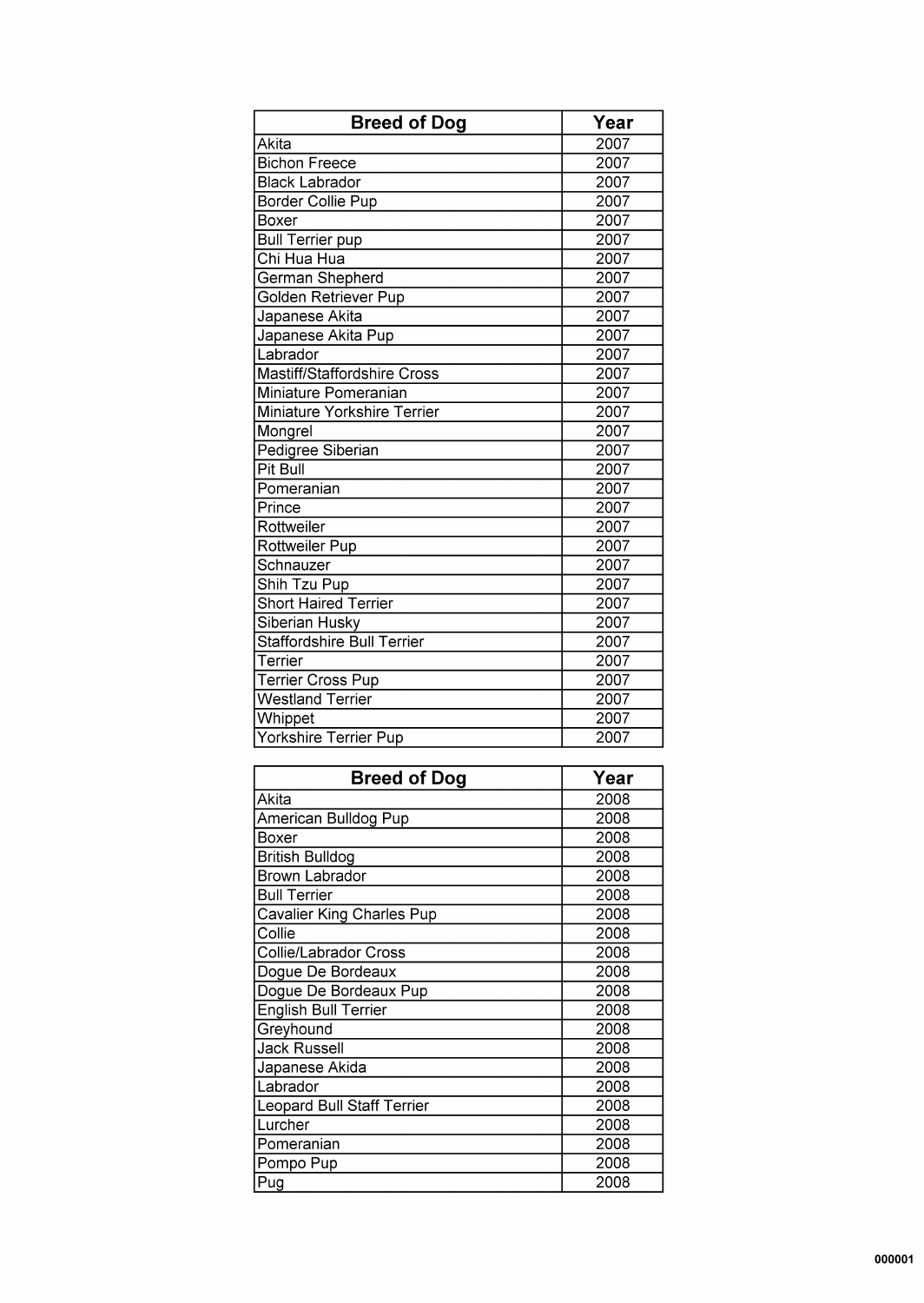| Breed of Dog | Year |
| --- | --- |
| Akita | 2007 |
| Bichon Freece | 2007 |
| Black Labrador | 2007 |
| Border Collie Pup | 2007 |
| Boxer | 2007 |
| Bull Terrier pup | 2007 |
| Chi Hua Hua | 2007 |
| German Shepherd | 2007 |
| Golden Retriever Pup | 2007 |
| Japanese Akita | 2007 |
| Japanese Akita Pup | 2007 |
| Labrador | 2007 |
| Mastiff/Staffordshire Cross | 2007 |
| Miniature Pomeranian | 2007 |
| Miniature Yorkshire Terrier | 2007 |
| Mongrel | 2007 |
| Pedigree Siberian | 2007 |
| Pit Bull | 2007 |
| Pomeranian | 2007 |
| Prince | 2007 |
| Rottweiler | 2007 |
| Rottweiler Pup | 2007 |
| Schnauzer | 2007 |
| Shih Tzu Pup | 2007 |
| Short Haired Terrier | 2007 |
| Siberian Husky | 2007 |
| Staffordshire Bull Terrier | 2007 |
| Terrier | 2007 |
| Terrier Cross Pup | 2007 |
| Westland Terrier | 2007 |
| Whippet | 2007 |
| Yorkshire Terrier Pup | 2007 |

| Breed of Dog | Year |
| --- | --- |
| Akita | 2008 |
| American Bulldog Pup | 2008 |
| Boxer | 2008 |
| British Bulldog | 2008 |
| Brown Labrador | 2008 |
| Bull Terrier | 2008 |
| Cavalier King Charles Pup | 2008 |
| Collie | 2008 |
| Collie/Labrador Cross | 2008 |
| Dogue De Bordeaux | 2008 |
| Dogue De Bordeaux Pup | 2008 |
| English Bull Terrier | 2008 |
| Greyhound | 2008 |
| Jack Russell | 2008 |
| Japanese Akida | 2008 |
| Labrador | 2008 |
| Leopard Bull Staff Terrier | 2008 |
| Lurcher | 2008 |
| Pomeranian | 2008 |
| Pompo Pup | 2008 |
| Pug | 2008 |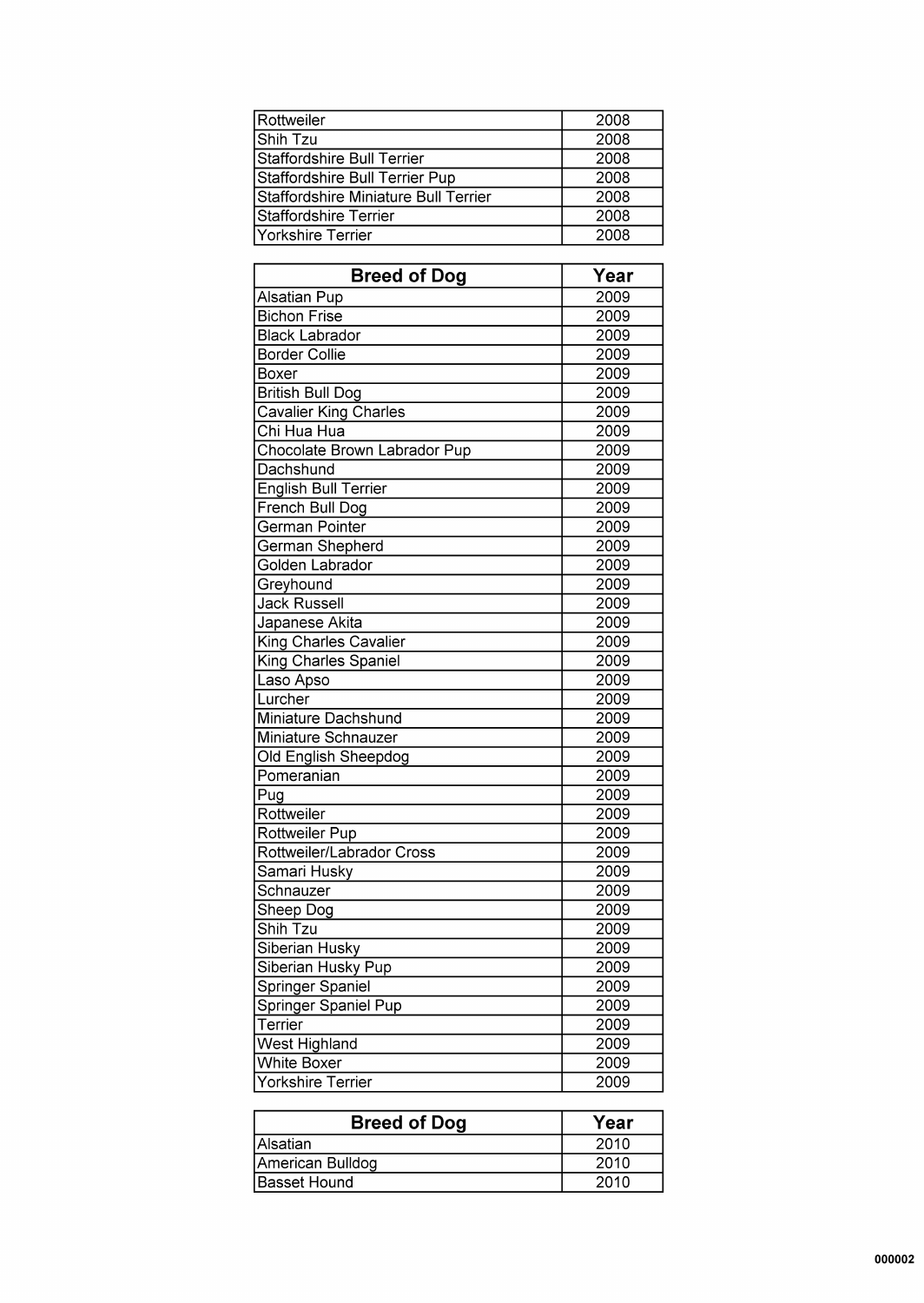| | |
|---|---|
| Rottweiler | 2008 |
| Shih Tzu | 2008 |
| Staffordshire Bull Terrier | 2008 |
| Staffordshire Bull Terrier Pup | 2008 |
| Staffordshire Miniature Bull Terrier | 2008 |
| Staffordshire Terrier | 2008 |
| Yorkshire Terrier | 2008 |

| Breed of Dog | Year |
|---|---|
| Alsatian Pup | 2009 |
| Bichon Frise | 2009 |
| Black Labrador | 2009 |
| Border Collie | 2009 |
| Boxer | 2009 |
| British Bull Dog | 2009 |
| Cavalier King Charles | 2009 |
| Chi Hua Hua | 2009 |
| Chocolate Brown Labrador Pup | 2009 |
| Dachshund | 2009 |
| English Bull Terrier | 2009 |
| French Bull Dog | 2009 |
| German Pointer | 2009 |
| German Shepherd | 2009 |
| Golden Labrador | 2009 |
| Greyhound | 2009 |
| Jack Russell | 2009 |
| Japanese Akita | 2009 |
| King Charles Cavalier | 2009 |
| King Charles Spaniel | 2009 |
| Laso Apso | 2009 |
| Lurcher | 2009 |
| Miniature Dachshund | 2009 |
| Miniature Schnauzer | 2009 |
| Old English Sheepdog | 2009 |
| Pomeranian | 2009 |
| Pug | 2009 |
| Rottweiler | 2009 |
| Rottweiler Pup | 2009 |
| Rottweiler/Labrador Cross | 2009 |
| Samari Husky | 2009 |
| Schnauzer | 2009 |
| Sheep Dog | 2009 |
| Shih Tzu | 2009 |
| Siberian Husky | 2009 |
| Siberian Husky Pup | 2009 |
| Springer Spaniel | 2009 |
| Springer Spaniel Pup | 2009 |
| Terrier | 2009 |
| West Highland | 2009 |
| White Boxer | 2009 |
| Yorkshire Terrier | 2009 |

| Breed of Dog | Year |
|---|---|
| Alsatian | 2010 |
| American Bulldog | 2010 |
| Basset Hound | 2010 |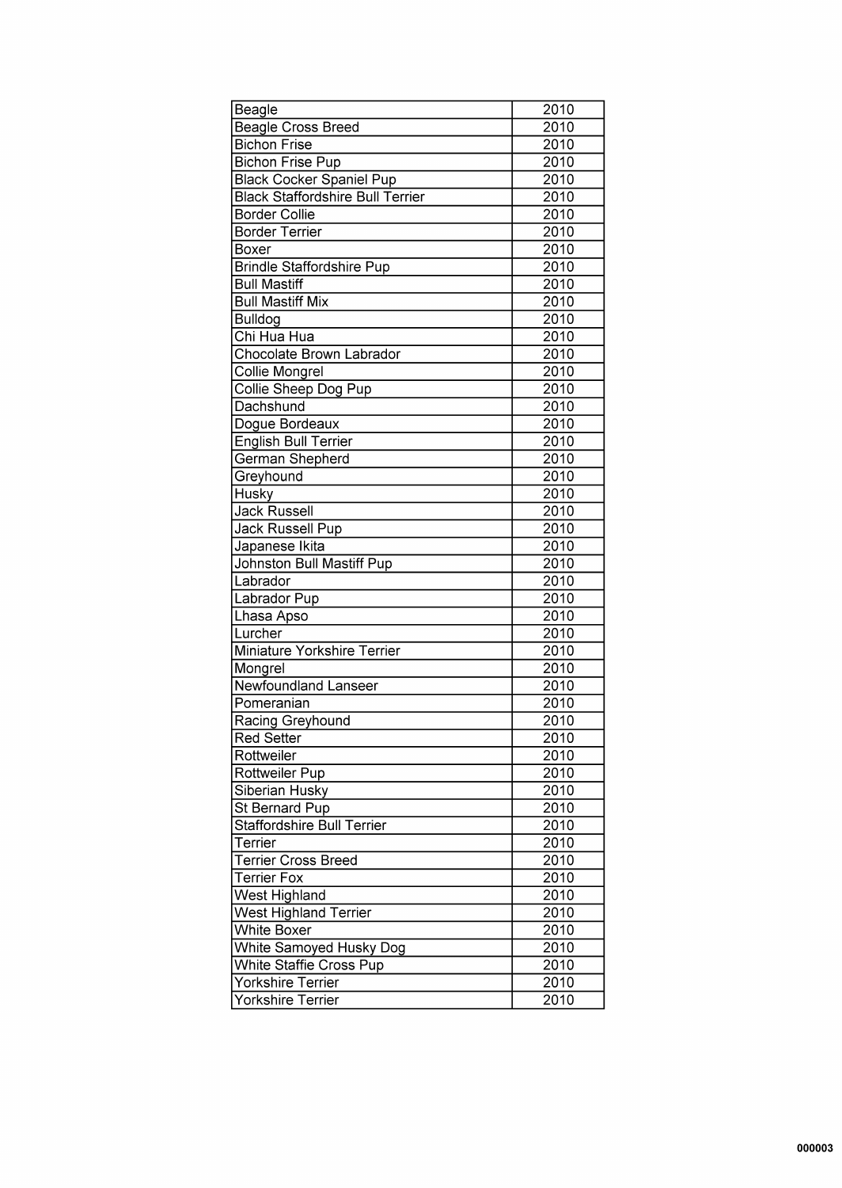| | |
|---|---|
| Beagle | 2010 |
| Beagle Cross Breed | 2010 |
| Bichon Frise | 2010 |
| Bichon Frise Pup | 2010 |
| Black Cocker Spaniel Pup | 2010 |
| Black Staffordshire Bull Terrier | 2010 |
| Border Collie | 2010 |
| Border Terrier | 2010 |
| Boxer | 2010 |
| Brindle Staffordshire Pup | 2010 |
| Bull Mastiff | 2010 |
| Bull Mastiff Mix | 2010 |
| Bulldog | 2010 |
| Chi Hua Hua | 2010 |
| Chocolate Brown Labrador | 2010 |
| Collie Mongrel | 2010 |
| Collie Sheep Dog Pup | 2010 |
| Dachshund | 2010 |
| Dogue Bordeaux | 2010 |
| English Bull Terrier | 2010 |
| German Shepherd | 2010 |
| Greyhound | 2010 |
| Husky | 2010 |
| Jack Russell | 2010 |
| Jack Russell Pup | 2010 |
| Japanese Ikita | 2010 |
| Johnston Bull Mastiff Pup | 2010 |
| Labrador | 2010 |
| Labrador Pup | 2010 |
| Lhasa Apso | 2010 |
| Lurcher | 2010 |
| Miniature Yorkshire Terrier | 2010 |
| Mongrel | 2010 |
| Newfoundland Lanseer | 2010 |
| Pomeranian | 2010 |
| Racing Greyhound | 2010 |
| Red Setter | 2010 |
| Rottweiler | 2010 |
| Rottweiler Pup | 2010 |
| Siberian Husky | 2010 |
| St Bernard Pup | 2010 |
| Staffordshire Bull Terrier | 2010 |
| Terrier | 2010 |
| Terrier Cross Breed | 2010 |
| Terrier Fox | 2010 |
| West Highland | 2010 |
| West Highland Terrier | 2010 |
| White Boxer | 2010 |
| White Samoyed Husky Dog | 2010 |
| White Staffie Cross Pup | 2010 |
| Yorkshire Terrier | 2010 |
| Yorkshire Terrier | 2010 |

000003